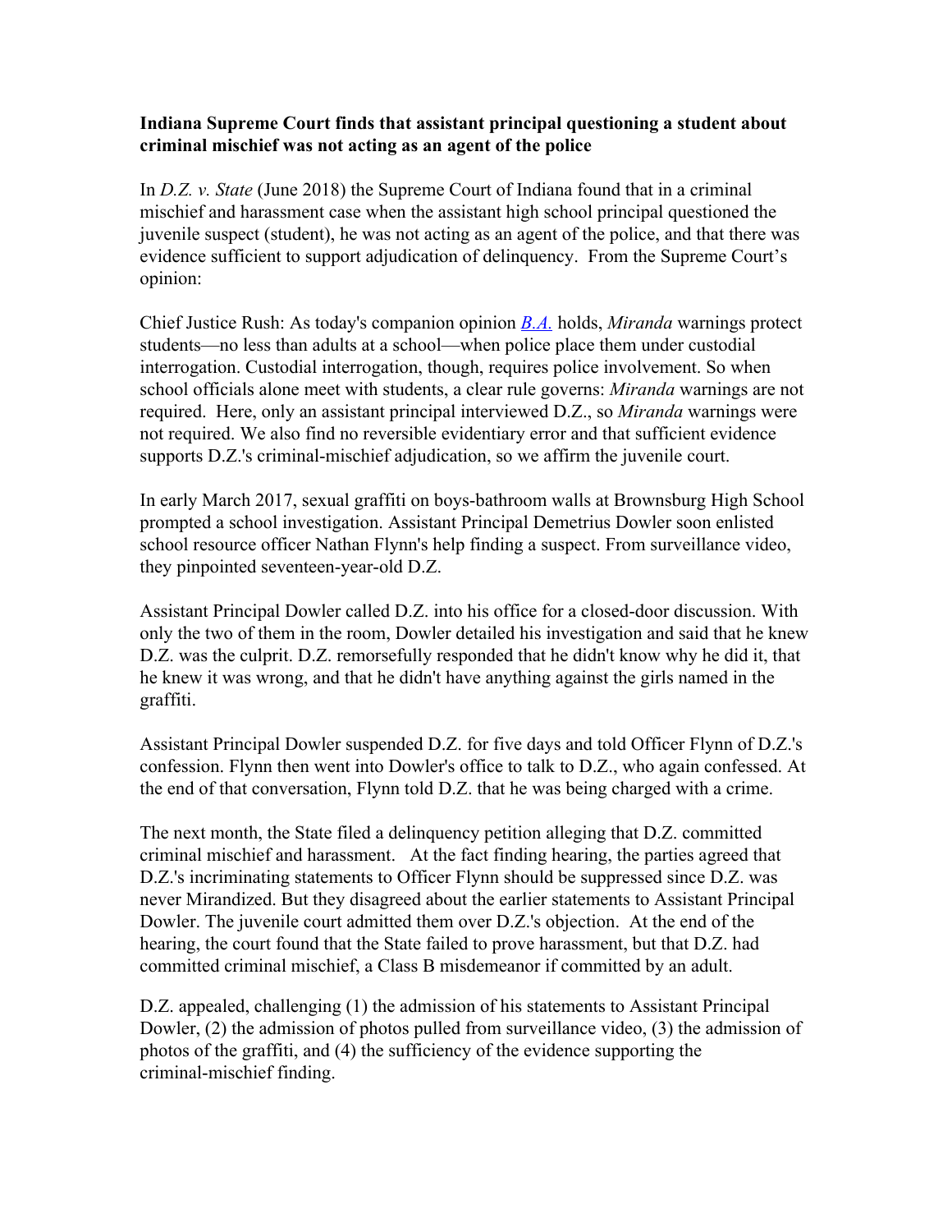**Indiana Supreme Court finds that assistant principal questioning a student about criminal mischief was not acting as an agent of the police**

In *D.Z. v. State* (June 2018) the Supreme Court of Indiana found that in a criminal mischief and harassment case when the assistant high school principal questioned the juvenile suspect (student), he was not acting as an agent of the police, and that there was evidence sufficient to support adjudication of delinquency. From the Supreme Court's opinion:

Chief Justice Rush: As today's companion opinion *B.A.* holds, *Miranda* warnings protect students—no less than adults at a school—when police place them under custodial interrogation. Custodial interrogation, though, requires police involvement. So when school officials alone meet with students, a clear rule governs: *Miranda* warnings are not required. Here, only an assistant principal interviewed D.Z., so *Miranda* warnings were not required. We also find no reversible evidentiary error and that sufficient evidence supports D.Z.'s criminal-mischief adjudication, so we affirm the juvenile court.

In early March 2017, sexual graffiti on boys-bathroom walls at Brownsburg High School prompted a school investigation. Assistant Principal Demetrius Dowler soon enlisted school resource officer Nathan Flynn's help finding a suspect. From surveillance video, they pinpointed seventeen-year-old D.Z.

Assistant Principal Dowler called D.Z. into his office for a closed-door discussion. With only the two of them in the room, Dowler detailed his investigation and said that he knew D.Z. was the culprit. D.Z. remorsefully responded that he didn't know why he did it, that he knew it was wrong, and that he didn't have anything against the girls named in the graffiti.

Assistant Principal Dowler suspended D.Z. for five days and told Officer Flynn of D.Z.'s confession. Flynn then went into Dowler's office to talk to D.Z., who again confessed. At the end of that conversation, Flynn told D.Z. that he was being charged with a crime.

The next month, the State filed a delinquency petition alleging that D.Z. committed criminal mischief and harassment. At the fact finding hearing, the parties agreed that D.Z.'s incriminating statements to Officer Flynn should be suppressed since D.Z. was never Mirandized. But they disagreed about the earlier statements to Assistant Principal Dowler. The juvenile court admitted them over D.Z.'s objection. At the end of the hearing, the court found that the State failed to prove harassment, but that D.Z. had committed criminal mischief, a Class B misdemeanor if committed by an adult.

D.Z. appealed, challenging (1) the admission of his statements to Assistant Principal Dowler, (2) the admission of photos pulled from surveillance video, (3) the admission of photos of the graffiti, and (4) the sufficiency of the evidence supporting the criminal-mischief finding.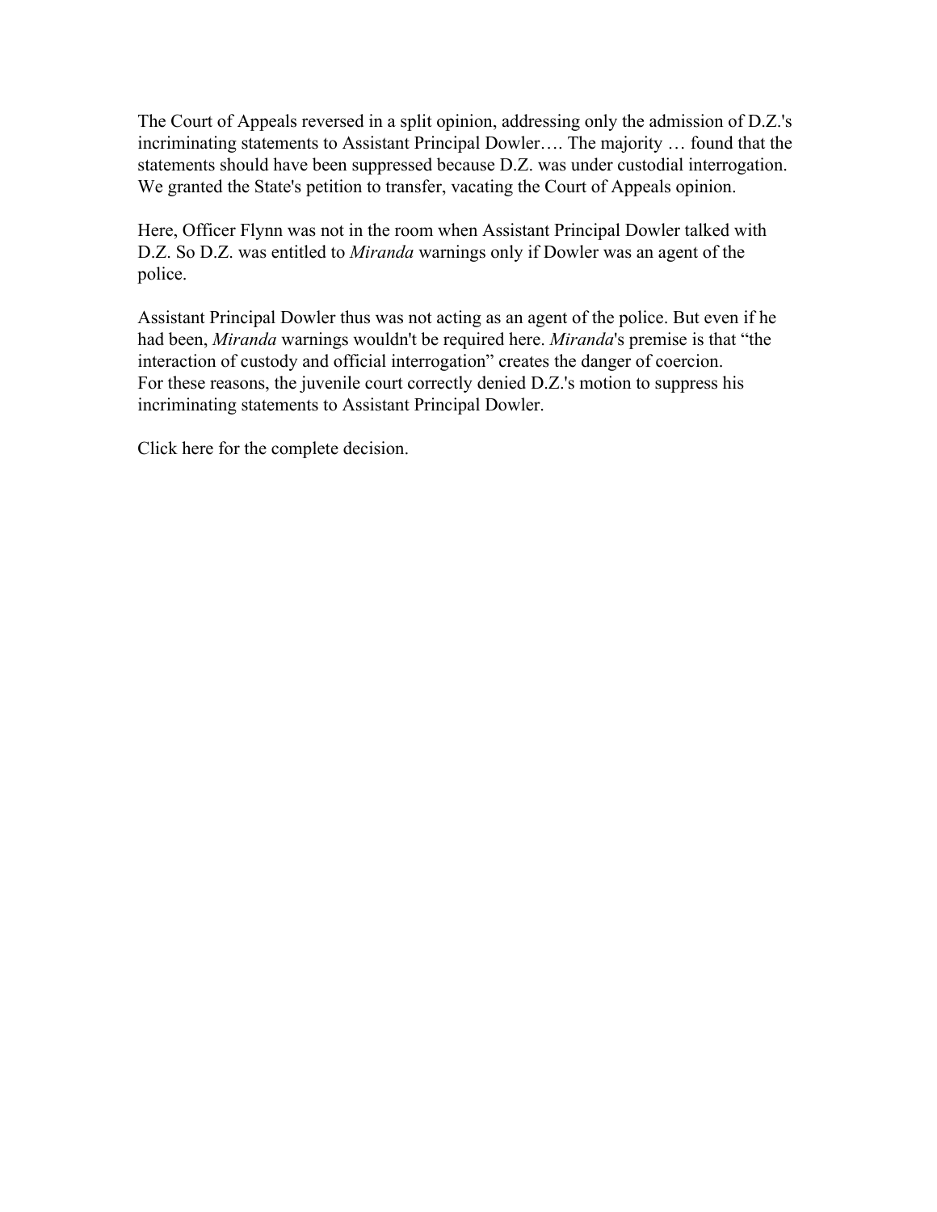The Court of Appeals reversed in a split opinion, addressing only the admission of D.Z.'s incriminating statements to Assistant Principal Dowler…. The majority … found that the statements should have been suppressed because D.Z. was under custodial interrogation. We granted the State's petition to transfer, vacating the Court of Appeals opinion.

Here, Officer Flynn was not in the room when Assistant Principal Dowler talked with D.Z. So D.Z. was entitled to *Miranda* warnings only if Dowler was an agent of the police.

Assistant Principal Dowler thus was not acting as an agent of the police. But even if he had been, *Miranda* warnings wouldn't be required here. *Miranda*'s premise is that "the interaction of custody and official interrogation" creates the danger of coercion.
For these reasons, the juvenile court correctly denied D.Z.'s motion to suppress his incriminating statements to Assistant Principal Dowler.

Click here for the complete decision.